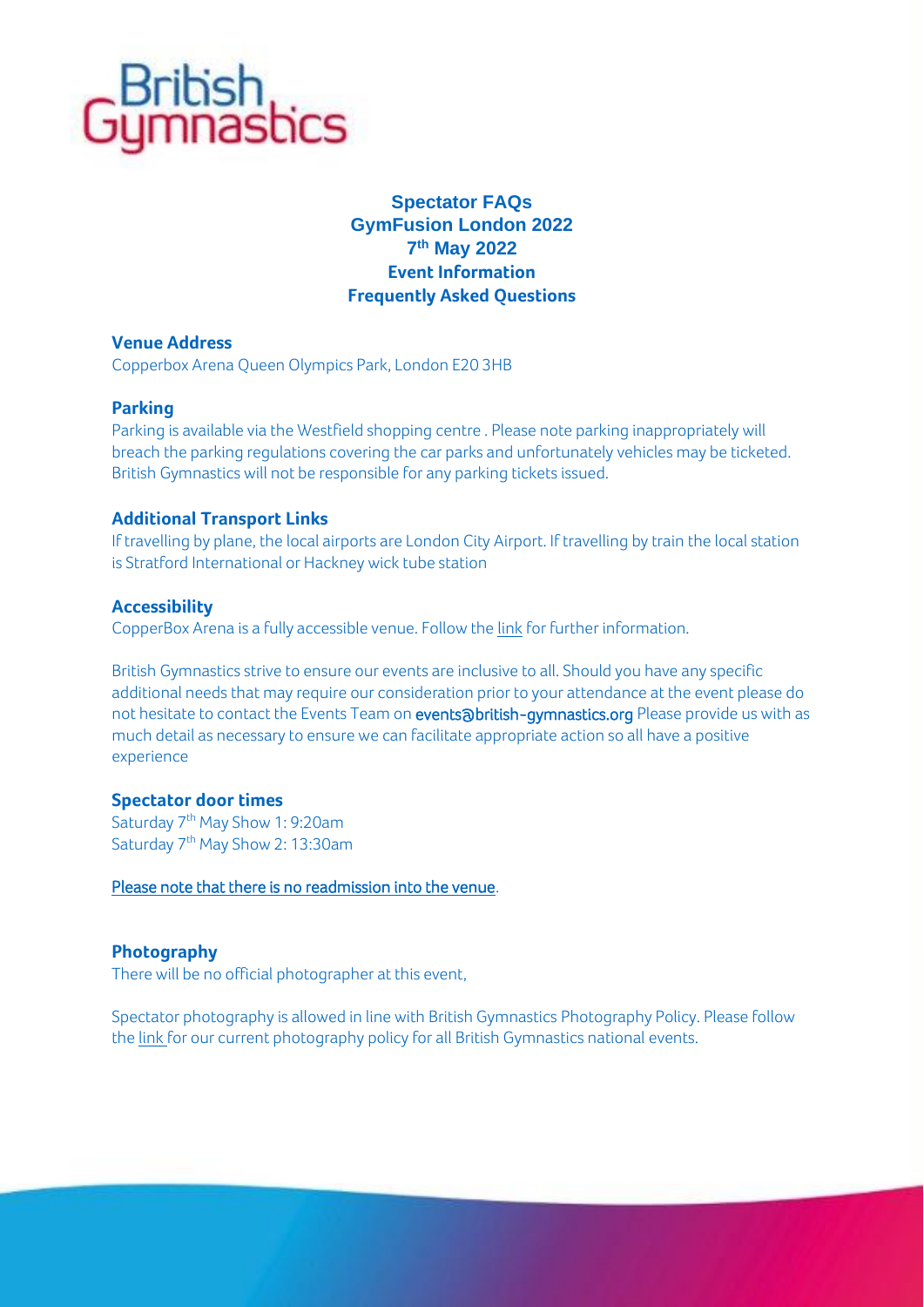British Gymnastics

# Spectator FAQs
# GymFusion London 2022
# 7th May 2022
## Event Information
## Frequently Asked Questions

### Venue Address

Copperbox Arena Queen Olympics Park, London E20 3HB

### Parking

Parking is available via the Westfield shopping centre . Please note parking inappropriately will breach the parking regulations covering the car parks and unfortunately vehicles may be ticketed. British Gymnastics will not be responsible for any parking tickets issued.

### Additional Transport Links

If travelling by plane, the local airports are London City Airport. If travelling by train the local station is Stratford International or Hackney wick tube station

### Accessibility

CopperBox Arena is a fully accessible venue. Follow the link for further information.

British Gymnastics strive to ensure our events are inclusive to all. Should you have any specific additional needs that may require our consideration prior to your attendance at the event please do not hesitate to contact the Events Team on **events@british-gymnastics.org** Please provide us with as much detail as necessary to ensure we can facilitate appropriate action so all have a positive experience

### Spectator door times

Saturday 7th May Show 1: 9:20am
Saturday 7th May Show 2: 13:30am

Please note that there is no readmission into the venue.

### Photography

There will be no official photographer at this event,

Spectator photography is allowed in line with British Gymnastics Photography Policy. Please follow the link for our current photography policy for all British Gymnastics national events.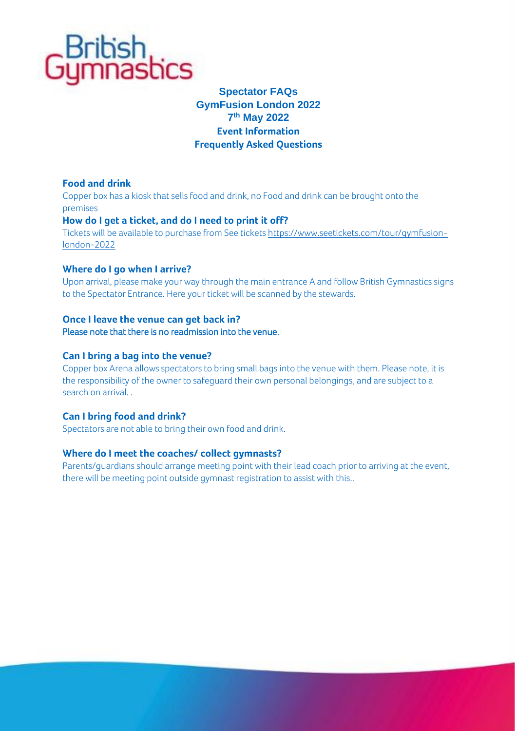British Gymnastics

**Spectator FAQs**
**GymFusion London 2022**
**7th May 2022**
**Event Information**
**Frequently Asked Questions**

### Food and drink

Copper box has a kiosk that sells food and drink, no Food and drink can be brought onto the premises

### How do I get a ticket, and do I need to print it off?

Tickets will be available to purchase from See tickets https://www.seetickets.com/tour/gymfusion-london-2022

### Where do I go when I arrive?

Upon arrival, please make your way through the main entrance A and follow British Gymnastics signs to the Spectator Entrance. Here your ticket will be scanned by the stewards.

### Once I leave the venue can get back in?

Please note that there is no readmission into the venue.

### Can I bring a bag into the venue?

Copper box Arena allows spectators to bring small bags into the venue with them. Please note, it is the responsibility of the owner to safeguard their own personal belongings, and are subject to a search on arrival. .

### Can I bring food and drink?

Spectators are not able to bring their own food and drink.

### Where do I meet the coaches/ collect gymnasts?

Parents/guardians should arrange meeting point with their lead coach prior to arriving at the event, there will be meeting point outside gymnast registration to assist with this..